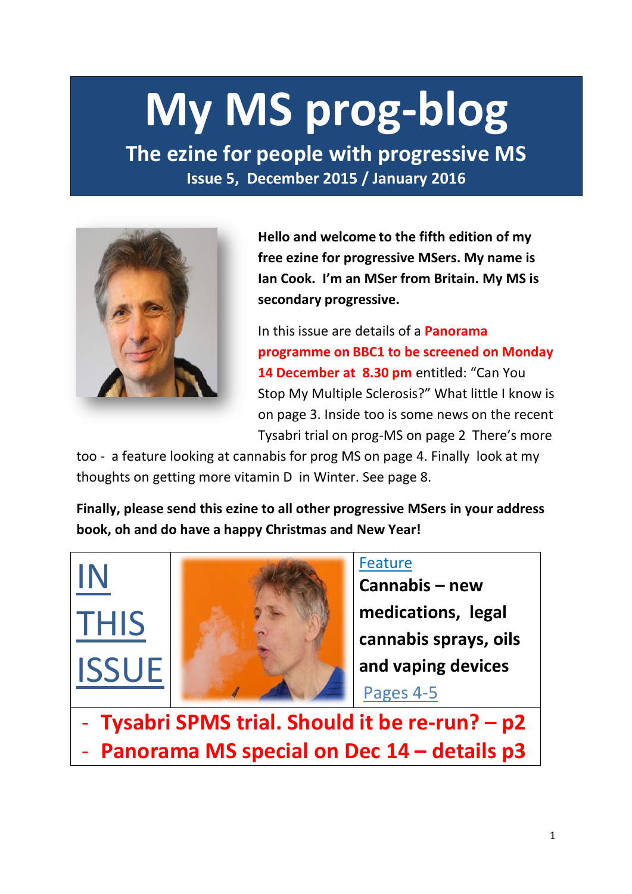# My MS prog-blog

## The ezine for people with progressive MS

**Issue 5, December 2015 / January 2016**

**Hello and welcome to the fifth edition of my free ezine for progressive MSers. My name is Ian Cook. I'm an MSer from Britain. My MS is secondary progressive.**

In this issue are details of a **Panorama programme on BBC1 to be screened on Monday 14 December at 8.30 pm** entitled: "Can You Stop My Multiple Sclerosis?" What little I know is on page 3. Inside too is some news on the recent Tysabri trial on prog-MS on page 2 There's more too - a feature looking at cannabis for prog MS on page 4. Finally look at my thoughts on getting more vitamin D in Winter. See page 8.

**Finally, please send this ezine to all other progressive MSers in your address book, oh and do have a happy Christmas and New Year!**

## IN THIS ISSUE

Feature

**Cannabis – new medications, legal cannabis sprays, oils and vaping devices**

Pages 4-5

- **Tysabri SPMS trial. Should it be re-run? – p2**
- **Panorama MS special on Dec 14 – details p3**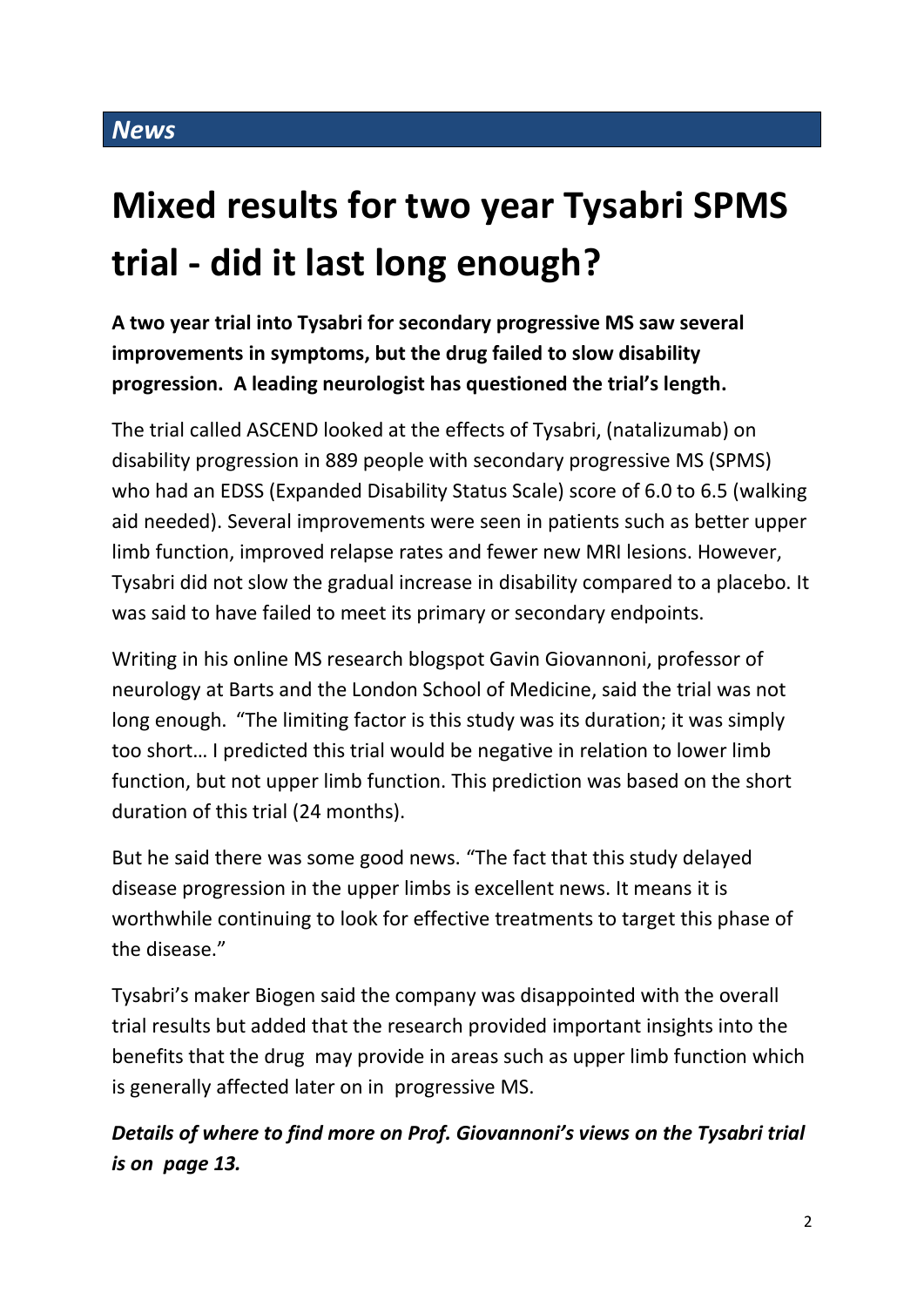## *News*

# Mixed results for two year Tysabri SPMS trial - did it last long enough?

**A two year trial into Tysabri for secondary progressive MS saw several improvements in symptoms, but the drug failed to slow disability progression. A leading neurologist has questioned the trial's length.**

The trial called ASCEND looked at the effects of Tysabri, (natalizumab) on disability progression in 889 people with secondary progressive MS (SPMS) who had an EDSS (Expanded Disability Status Scale) score of 6.0 to 6.5 (walking aid needed). Several improvements were seen in patients such as better upper limb function, improved relapse rates and fewer new MRI lesions. However, Tysabri did not slow the gradual increase in disability compared to a placebo. It was said to have failed to meet its primary or secondary endpoints.

Writing in his online MS research blogspot Gavin Giovannoni, professor of neurology at Barts and the London School of Medicine, said the trial was not long enough. "The limiting factor is this study was its duration; it was simply too short… I predicted this trial would be negative in relation to lower limb function, but not upper limb function. This prediction was based on the short duration of this trial (24 months).

But he said there was some good news. "The fact that this study delayed disease progression in the upper limbs is excellent news. It means it is worthwhile continuing to look for effective treatments to target this phase of the disease."

Tysabri's maker Biogen said the company was disappointed with the overall trial results but added that the research provided important insights into the benefits that the drug may provide in areas such as upper limb function which is generally affected later on in progressive MS.

***Details of where to find more on Prof. Giovannoni's views on the Tysabri trial is on page 13.***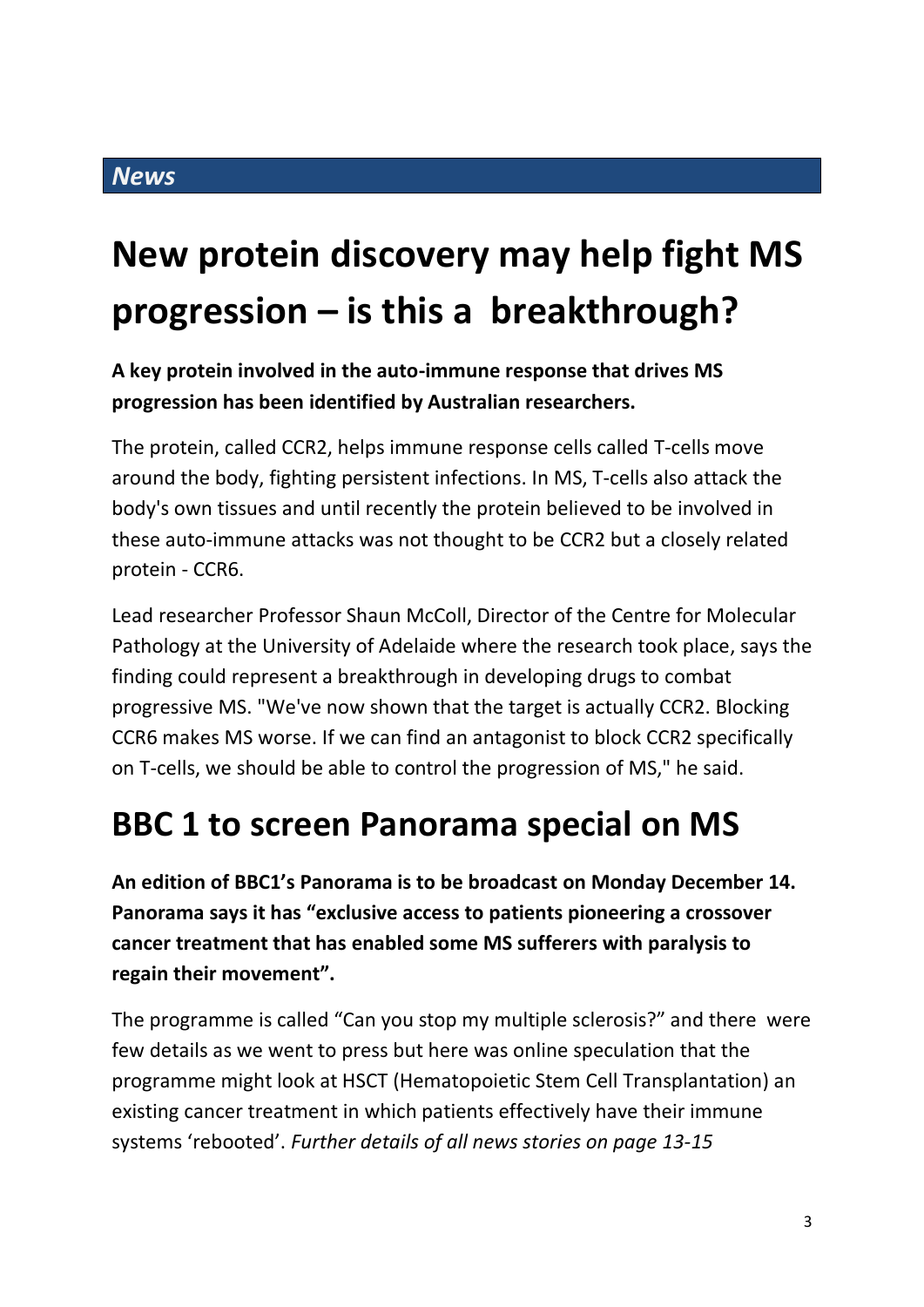*News*

# New protein discovery may help fight MS progression – is this a breakthrough?

**A key protein involved in the auto-immune response that drives MS progression has been identified by Australian researchers.**

The protein, called CCR2, helps immune response cells called T-cells move around the body, fighting persistent infections. In MS, T-cells also attack the body's own tissues and until recently the protein believed to be involved in these auto-immune attacks was not thought to be CCR2 but a closely related protein - CCR6.

Lead researcher Professor Shaun McColl, Director of the Centre for Molecular Pathology at the University of Adelaide where the research took place, says the finding could represent a breakthrough in developing drugs to combat progressive MS. "We've now shown that the target is actually CCR2. Blocking CCR6 makes MS worse. If we can find an antagonist to block CCR2 specifically on T-cells, we should be able to control the progression of MS," he said.

# BBC 1 to screen Panorama special on MS

**An edition of BBC1's Panorama is to be broadcast on Monday December 14. Panorama says it has "exclusive access to patients pioneering a crossover cancer treatment that has enabled some MS sufferers with paralysis to regain their movement".**

The programme is called "Can you stop my multiple sclerosis?" and there were few details as we went to press but here was online speculation that the programme might look at HSCT (Hematopoietic Stem Cell Transplantation) an existing cancer treatment in which patients effectively have their immune systems 'rebooted'. *Further details of all news stories on page 13-15*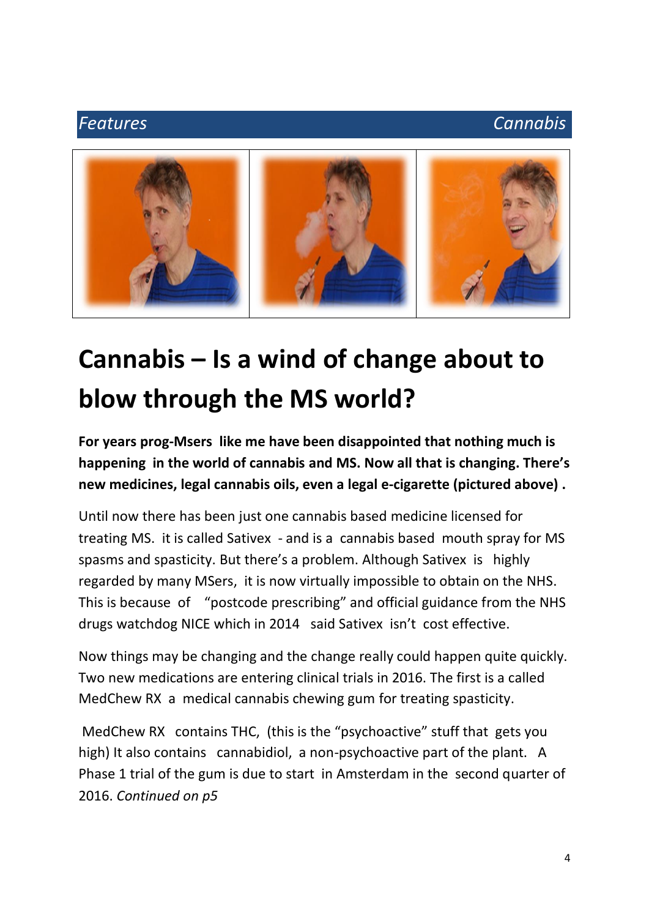Features | Cannabis

# Cannabis – Is a wind of change about to blow through the MS world?

**For years prog-Msers like me have been disappointed that nothing much is happening in the world of cannabis and MS. Now all that is changing. There's new medicines, legal cannabis oils, even a legal e-cigarette (pictured above) .**

Until now there has been just one cannabis based medicine licensed for treating MS. it is called Sativex - and is a cannabis based mouth spray for MS spasms and spasticity. But there's a problem. Although Sativex is highly regarded by many MSers, it is now virtually impossible to obtain on the NHS. This is because of "postcode prescribing" and official guidance from the NHS drugs watchdog NICE which in 2014 said Sativex isn't cost effective.

Now things may be changing and the change really could happen quite quickly. Two new medications are entering clinical trials in 2016. The first is a called MedChew RX a medical cannabis chewing gum for treating spasticity.

MedChew RX contains THC, (this is the "psychoactive" stuff that gets you high) It also contains cannabidiol, a non-psychoactive part of the plant. A Phase 1 trial of the gum is due to start in Amsterdam in the second quarter of 2016. *Continued on p5*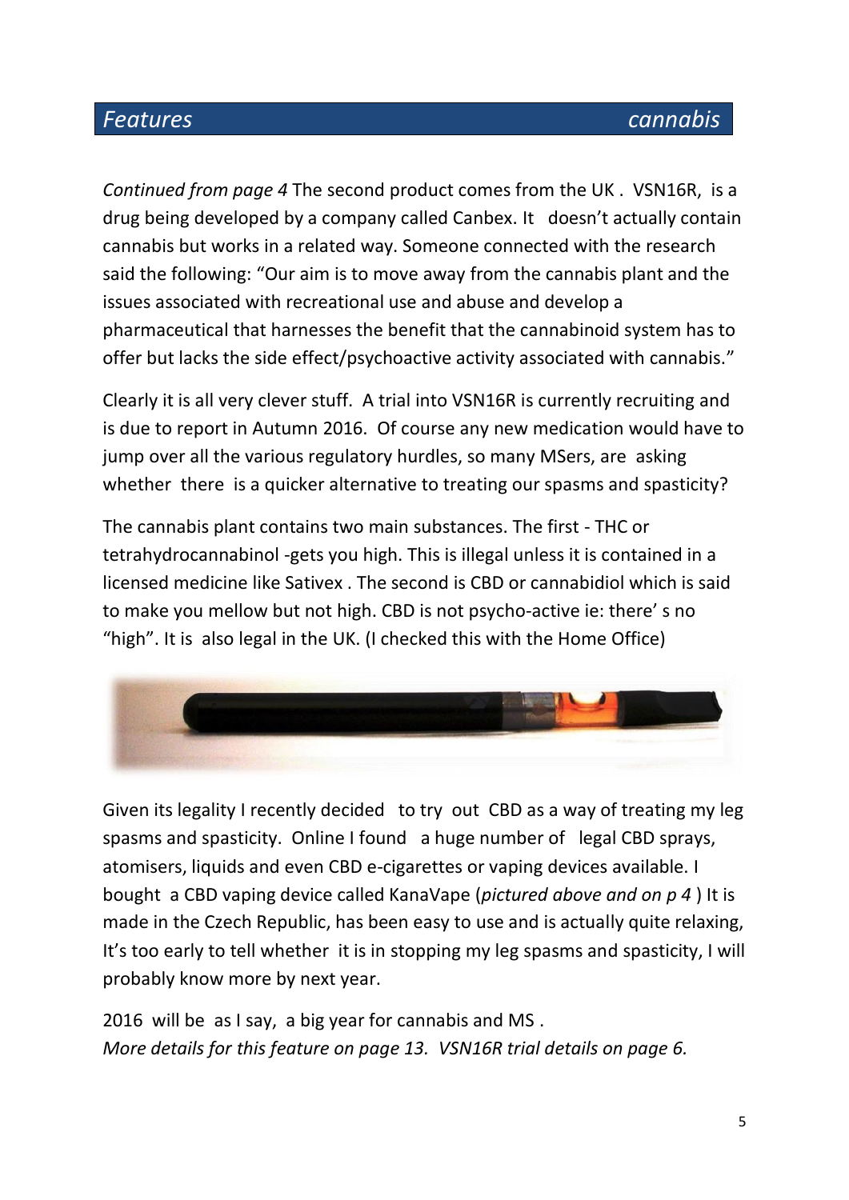## Features — cannabis

*Continued from page 4* The second product comes from the UK . VSN16R, is a drug being developed by a company called Canbex. It doesn't actually contain cannabis but works in a related way. Someone connected with the research said the following: "Our aim is to move away from the cannabis plant and the issues associated with recreational use and abuse and develop a pharmaceutical that harnesses the benefit that the cannabinoid system has to offer but lacks the side effect/psychoactive activity associated with cannabis."

Clearly it is all very clever stuff. A trial into VSN16R is currently recruiting and is due to report in Autumn 2016. Of course any new medication would have to jump over all the various regulatory hurdles, so many MSers, are asking whether there is a quicker alternative to treating our spasms and spasticity?

The cannabis plant contains two main substances. The first - THC or tetrahydrocannabinol -gets you high. This is illegal unless it is contained in a licensed medicine like Sativex . The second is CBD or cannabidiol which is said to make you mellow but not high. CBD is not psycho-active ie: there' s no "high". It is also legal in the UK. (I checked this with the Home Office)

Given its legality I recently decided to try out CBD as a way of treating my leg spasms and spasticity. Online I found a huge number of legal CBD sprays, atomisers, liquids and even CBD e-cigarettes or vaping devices available. I bought a CBD vaping device called KanaVape (*pictured above and on p 4* ) It is made in the Czech Republic, has been easy to use and is actually quite relaxing, It's too early to tell whether it is in stopping my leg spasms and spasticity, I will probably know more by next year.

2016 will be as I say, a big year for cannabis and MS .
*More details for this feature on page 13. VSN16R trial details on page 6.*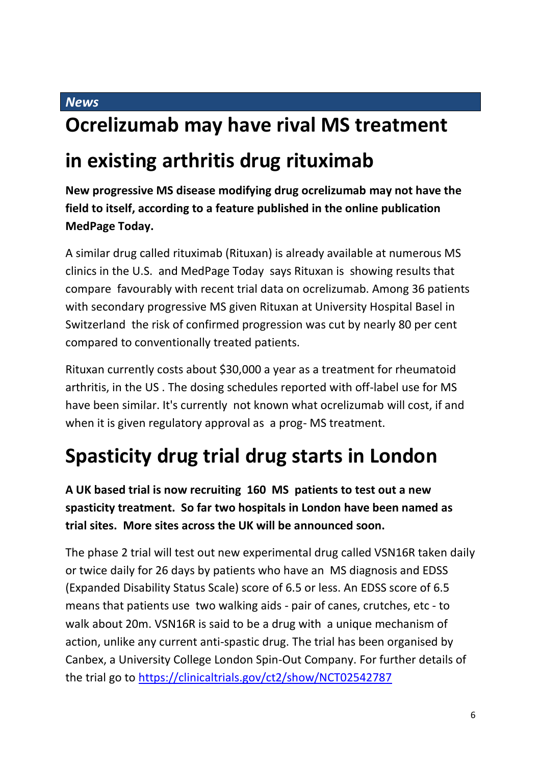*News*

# Ocrelizumab may have rival MS treatment in existing arthritis drug rituximab

**New progressive MS disease modifying drug ocrelizumab may not have the field to itself, according to a feature published in the online publication MedPage Today.**

A similar drug called rituximab (Rituxan) is already available at numerous MS clinics in the U.S. and MedPage Today says Rituxan is showing results that compare favourably with recent trial data on ocrelizumab. Among 36 patients with secondary progressive MS given Rituxan at University Hospital Basel in Switzerland the risk of confirmed progression was cut by nearly 80 per cent compared to conventionally treated patients.

Rituxan currently costs about $30,000 a year as a treatment for rheumatoid arthritis, in the US . The dosing schedules reported with off-label use for MS have been similar. It's currently not known what ocrelizumab will cost, if and when it is given regulatory approval as a prog- MS treatment.

# Spasticity drug trial drug starts in London

**A UK based trial is now recruiting 160 MS patients to test out a new spasticity treatment. So far two hospitals in London have been named as trial sites. More sites across the UK will be announced soon.**

The phase 2 trial will test out new experimental drug called VSN16R taken daily or twice daily for 26 days by patients who have an MS diagnosis and EDSS (Expanded Disability Status Scale) score of 6.5 or less. An EDSS score of 6.5 means that patients use two walking aids - pair of canes, crutches, etc - to walk about 20m. VSN16R is said to be a drug with a unique mechanism of action, unlike any current anti-spastic drug. The trial has been organised by Canbex, a University College London Spin-Out Company. For further details of the trial go to https://clinicaltrials.gov/ct2/show/NCT02542787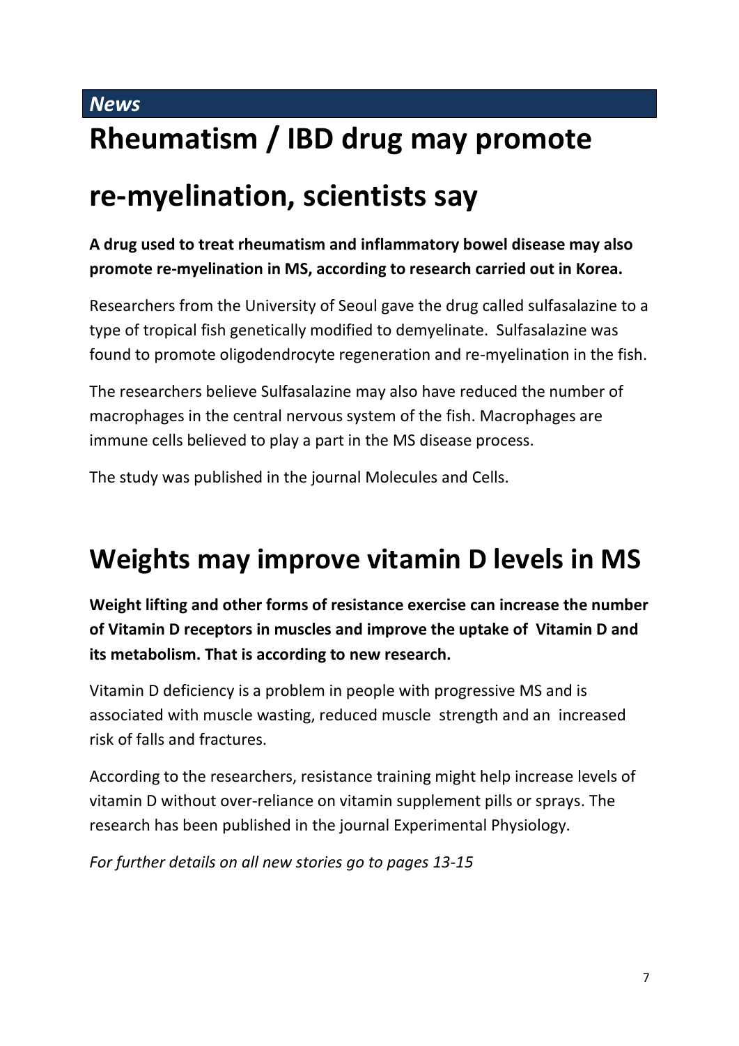*News*

# Rheumatism / IBD drug may promote re-myelination, scientists say

**A drug used to treat rheumatism and inflammatory bowel disease may also promote re-myelination in MS, according to research carried out in Korea.**

Researchers from the University of Seoul gave the drug called sulfasalazine to a type of tropical fish genetically modified to demyelinate. Sulfasalazine was found to promote oligodendrocyte regeneration and re-myelination in the fish.

The researchers believe Sulfasalazine may also have reduced the number of macrophages in the central nervous system of the fish. Macrophages are immune cells believed to play a part in the MS disease process.

The study was published in the journal Molecules and Cells.

# Weights may improve vitamin D levels in MS

**Weight lifting and other forms of resistance exercise can increase the number of Vitamin D receptors in muscles and improve the uptake of Vitamin D and its metabolism. That is according to new research.**

Vitamin D deficiency is a problem in people with progressive MS and is associated with muscle wasting, reduced muscle strength and an increased risk of falls and fractures.

According to the researchers, resistance training might help increase levels of vitamin D without over-reliance on vitamin supplement pills or sprays. The research has been published in the journal Experimental Physiology.

*For further details on all new stories go to pages 13-15*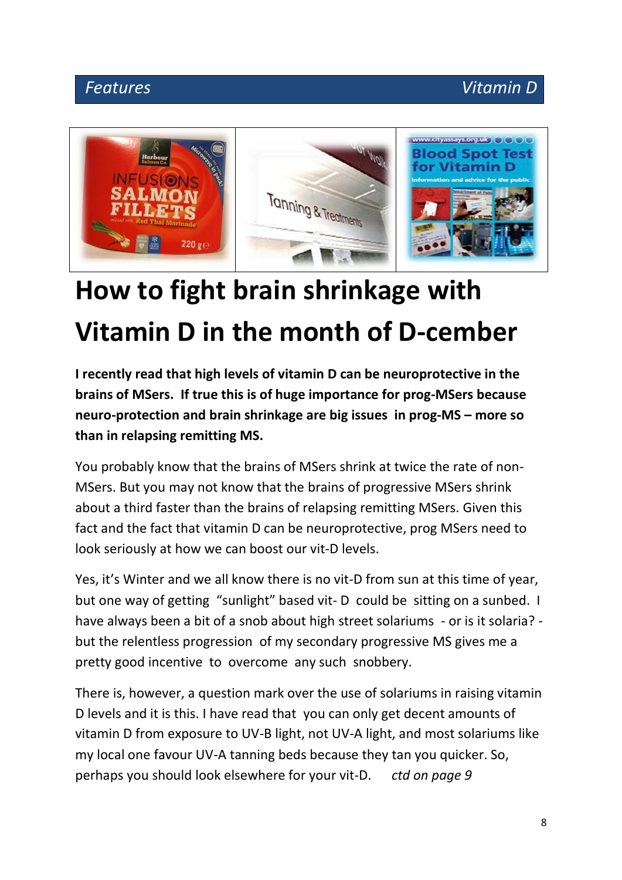# How to fight brain shrinkage with Vitamin D in the month of D-cember

**I recently read that high levels of vitamin D can be neuroprotective in the brains of MSers. If true this is of huge importance for prog-MSers because neuro-protection and brain shrinkage are big issues in prog-MS – more so than in relapsing remitting MS.**

You probably know that the brains of MSers shrink at twice the rate of non-MSers. But you may not know that the brains of progressive MSers shrink about a third faster than the brains of relapsing remitting MSers. Given this fact and the fact that vitamin D can be neuroprotective, prog MSers need to look seriously at how we can boost our vit-D levels.

Yes, it's Winter and we all know there is no vit-D from sun at this time of year, but one way of getting "sunlight" based vit- D could be sitting on a sunbed. I have always been a bit of a snob about high street solariums - or is it solaria? - but the relentless progression of my secondary progressive MS gives me a pretty good incentive to overcome any such snobbery.

There is, however, a question mark over the use of solariums in raising vitamin D levels and it is this. I have read that you can only get decent amounts of vitamin D from exposure to UV-B light, not UV-A light, and most solariums like my local one favour UV-A tanning beds because they tan you quicker. So, perhaps you should look elsewhere for your vit-D. *ctd on page 9*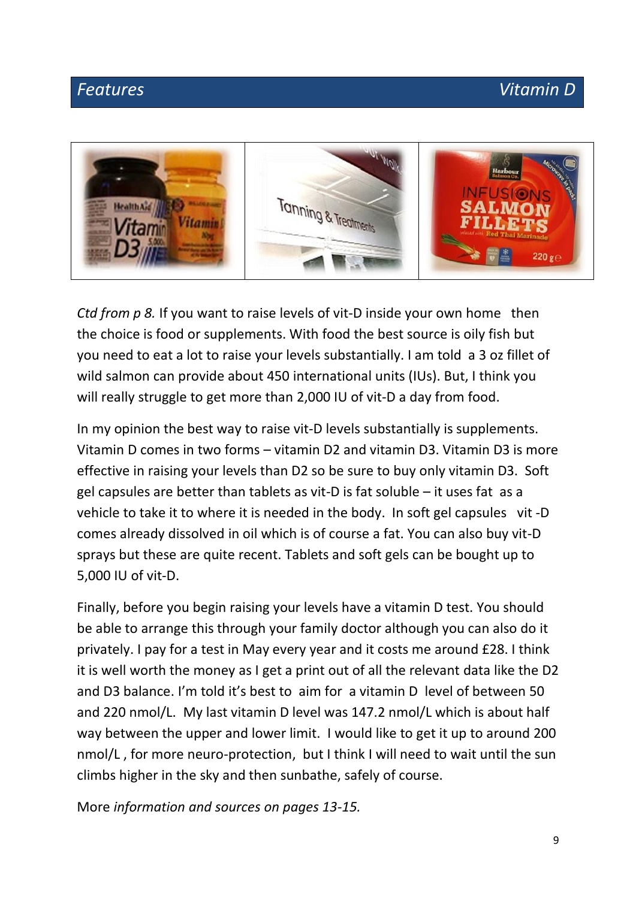*Ctd from p 8.* If you want to raise levels of vit-D inside your own home then the choice is food or supplements. With food the best source is oily fish but you need to eat a lot to raise your levels substantially. I am told a 3 oz fillet of wild salmon can provide about 450 international units (IUs). But, I think you will really struggle to get more than 2,000 IU of vit-D a day from food.

In my opinion the best way to raise vit-D levels substantially is supplements. Vitamin D comes in two forms – vitamin D2 and vitamin D3. Vitamin D3 is more effective in raising your levels than D2 so be sure to buy only vitamin D3. Soft gel capsules are better than tablets as vit-D is fat soluble – it uses fat as a vehicle to take it to where it is needed in the body. In soft gel capsules vit -D comes already dissolved in oil which is of course a fat. You can also buy vit-D sprays but these are quite recent. Tablets and soft gels can be bought up to 5,000 IU of vit-D.

Finally, before you begin raising your levels have a vitamin D test. You should be able to arrange this through your family doctor although you can also do it privately. I pay for a test in May every year and it costs me around £28. I think it is well worth the money as I get a print out of all the relevant data like the D2 and D3 balance. I'm told it's best to aim for a vitamin D level of between 50 and 220 nmol/L. My last vitamin D level was 147.2 nmol/L which is about half way between the upper and lower limit. I would like to get it up to around 200 nmol/L , for more neuro-protection, but I think I will need to wait until the sun climbs higher in the sky and then sunbathe, safely of course.

More *information and sources on pages 13-15.*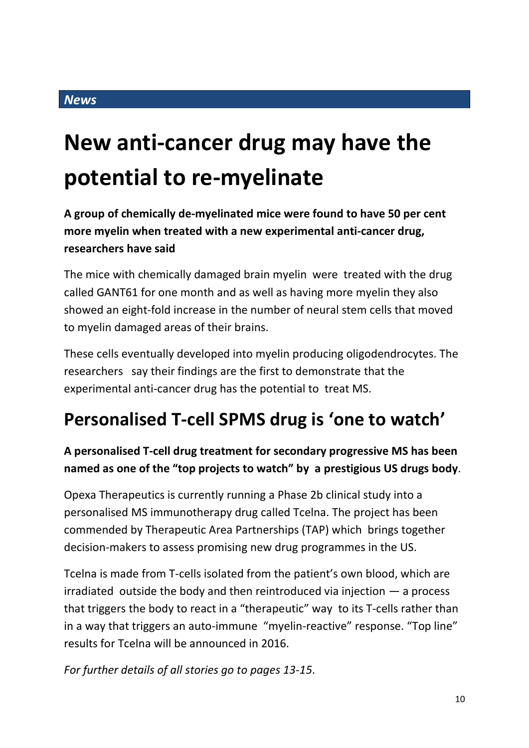*News*

# New anti-cancer drug may have the potential to re-myelinate

**A group of chemically de-myelinated mice were found to have 50 per cent more myelin when treated with a new experimental anti-cancer drug, researchers have said**

The mice with chemically damaged brain myelin were treated with the drug called GANT61 for one month and as well as having more myelin they also showed an eight-fold increase in the number of neural stem cells that moved to myelin damaged areas of their brains.

These cells eventually developed into myelin producing oligodendrocytes. The researchers say their findings are the first to demonstrate that the experimental anti-cancer drug has the potential to treat MS.

## Personalised T-cell SPMS drug is 'one to watch'

**A personalised T-cell drug treatment for secondary progressive MS has been named as one of the "top projects to watch" by a prestigious US drugs body**.

Opexa Therapeutics is currently running a Phase 2b clinical study into a personalised MS immunotherapy drug called Tcelna. The project has been commended by Therapeutic Area Partnerships (TAP) which brings together decision-makers to assess promising new drug programmes in the US.

Tcelna is made from T-cells isolated from the patient's own blood, which are irradiated outside the body and then reintroduced via injection — a process that triggers the body to react in a "therapeutic" way to its T-cells rather than in a way that triggers an auto-immune "myelin-reactive" response. "Top line" results for Tcelna will be announced in 2016.

*For further details of all stories go to pages 13-15.*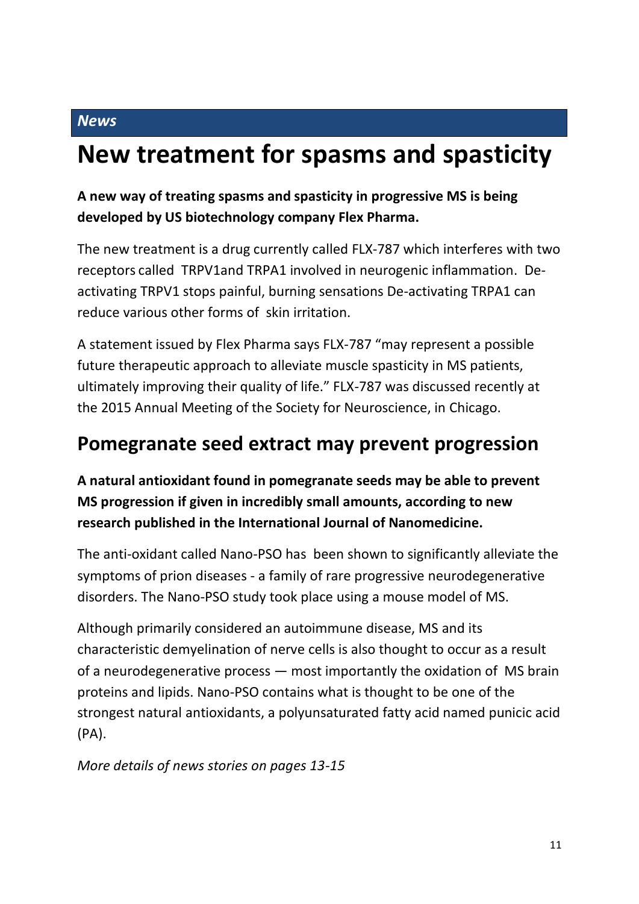*News*

# New treatment for spasms and spasticity

**A new way of treating spasms and spasticity in progressive MS is being developed by US biotechnology company Flex Pharma.**

The new treatment is a drug currently called FLX-787 which interferes with two receptors called TRPV1and TRPA1 involved in neurogenic inflammation. De-activating TRPV1 stops painful, burning sensations De-activating TRPA1 can reduce various other forms of skin irritation.

A statement issued by Flex Pharma says FLX-787 "may represent a possible future therapeutic approach to alleviate muscle spasticity in MS patients, ultimately improving their quality of life." FLX-787 was discussed recently at the 2015 Annual Meeting of the Society for Neuroscience, in Chicago.

## Pomegranate seed extract may prevent progression

**A natural antioxidant found in pomegranate seeds may be able to prevent MS progression if given in incredibly small amounts, according to new research published in the International Journal of Nanomedicine.**

The anti-oxidant called Nano-PSO has been shown to significantly alleviate the symptoms of prion diseases - a family of rare progressive neurodegenerative disorders. The Nano-PSO study took place using a mouse model of MS.

Although primarily considered an autoimmune disease, MS and its characteristic demyelination of nerve cells is also thought to occur as a result of a neurodegenerative process — most importantly the oxidation of MS brain proteins and lipids. Nano-PSO contains what is thought to be one of the strongest natural antioxidants, a polyunsaturated fatty acid named punicic acid (PA).

*More details of news stories on pages 13-15*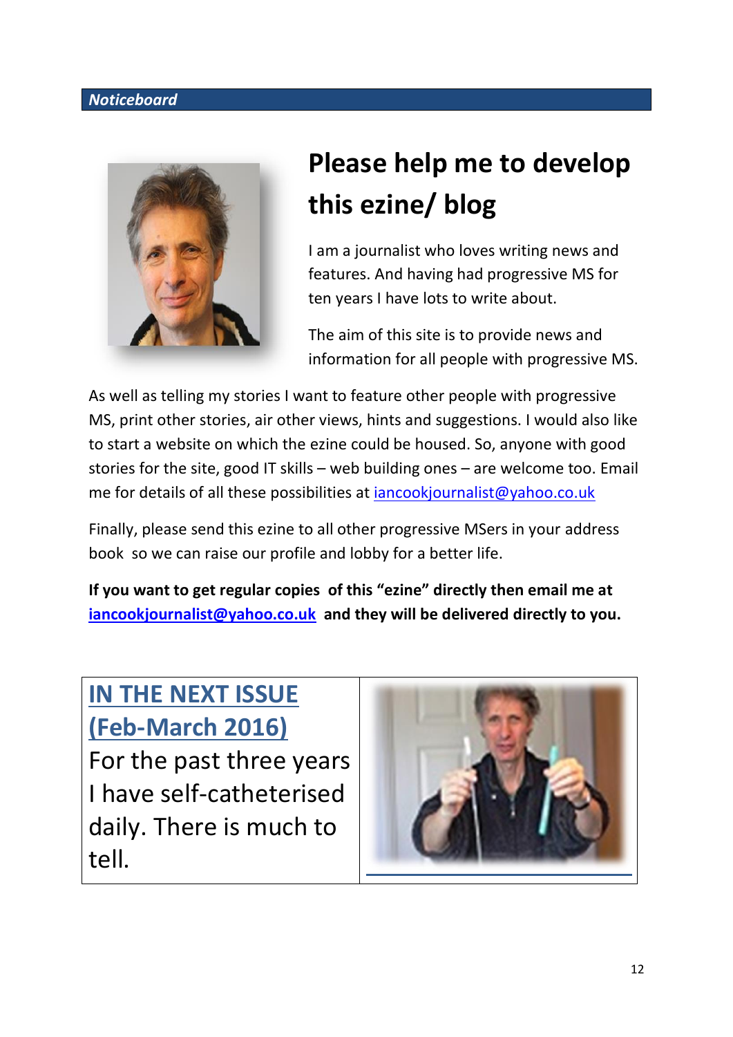*Noticeboard*

# Please help me to develop this ezine/ blog

I am a journalist who loves writing news and features. And having had progressive MS for ten years I have lots to write about.

The aim of this site is to provide news and information for all people with progressive MS.

As well as telling my stories I want to feature other people with progressive MS, print other stories, air other views, hints and suggestions. I would also like to start a website on which the ezine could be housed. So, anyone with good stories for the site, good IT skills – web building ones – are welcome too. Email me for details of all these possibilities at iancookjournalist@yahoo.co.uk

Finally, please send this ezine to all other progressive MSers in your address book so we can raise our profile and lobby for a better life.

**If you want to get regular copies of this "ezine" directly then email me at iancookjournalist@yahoo.co.uk and they will be delivered directly to you.**

## IN THE NEXT ISSUE (Feb-March 2016)

For the past three years I have self-catheterised daily. There is much to tell.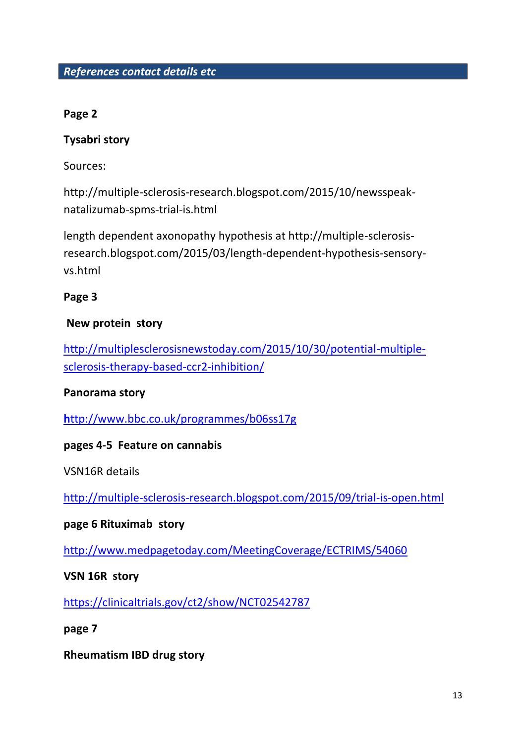## References contact details etc

**Page 2**

**Tysabri story**

Sources:

http://multiple-sclerosis-research.blogspot.com/2015/10/newsspeak-natalizumab-spms-trial-is.html

length dependent axonopathy hypothesis at http://multiple-sclerosis-research.blogspot.com/2015/03/length-dependent-hypothesis-sensory-vs.html

**Page 3**

**New protein story**

http://multiplesclerosisnewstoday.com/2015/10/30/potential-multiple-sclerosis-therapy-based-ccr2-inhibition/

**Panorama story**

http://www.bbc.co.uk/programmes/b06ss17g

**pages 4-5 Feature on cannabis**

VSN16R details

http://multiple-sclerosis-research.blogspot.com/2015/09/trial-is-open.html

**page 6 Rituximab story**

http://www.medpagetoday.com/MeetingCoverage/ECTRIMS/54060

**VSN 16R story**

https://clinicaltrials.gov/ct2/show/NCT02542787

**page 7**

**Rheumatism IBD drug story**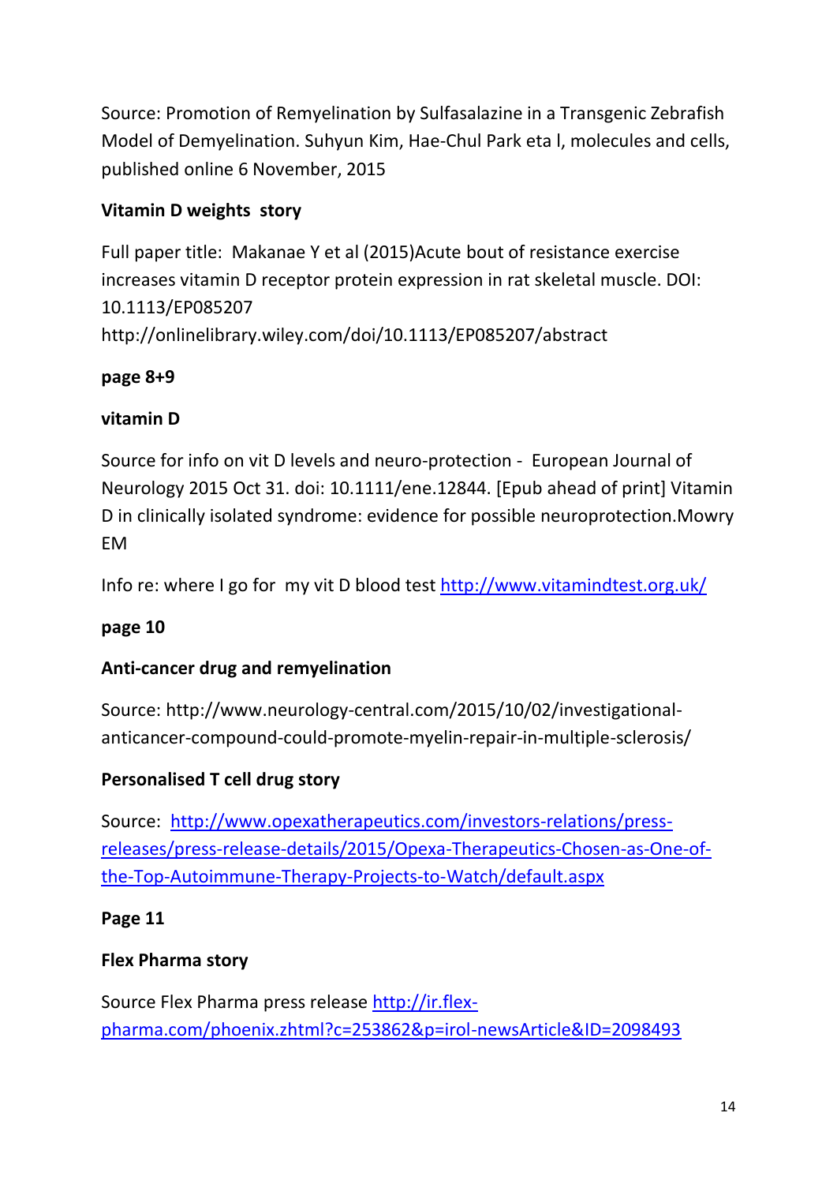Source: Promotion of Remyelination by Sulfasalazine in a Transgenic Zebrafish Model of Demyelination. Suhyun Kim, Hae-Chul Park eta l, molecules and cells, published online 6 November, 2015

**Vitamin D weights story**

Full paper title: Makanae Y et al (2015)Acute bout of resistance exercise increases vitamin D receptor protein expression in rat skeletal muscle. DOI: 10.1113/EP085207
http://onlinelibrary.wiley.com/doi/10.1113/EP085207/abstract

**page 8+9**

**vitamin D**

Source for info on vit D levels and neuro-protection - European Journal of Neurology 2015 Oct 31. doi: 10.1111/ene.12844. [Epub ahead of print] Vitamin D in clinically isolated syndrome: evidence for possible neuroprotection.Mowry EM

Info re: where I go for my vit D blood test http://www.vitamindtest.org.uk/

**page 10**

**Anti-cancer drug and remyelination**

Source: http://www.neurology-central.com/2015/10/02/investigational-anticancer-compound-could-promote-myelin-repair-in-multiple-sclerosis/

**Personalised T cell drug story**

Source: http://www.opexatherapeutics.com/investors-relations/press-releases/press-release-details/2015/Opexa-Therapeutics-Chosen-as-One-of-the-Top-Autoimmune-Therapy-Projects-to-Watch/default.aspx

**Page 11**

**Flex Pharma story**

Source Flex Pharma press release http://ir.flex-pharma.com/phoenix.zhtml?c=253862&p=irol-newsArticle&ID=2098493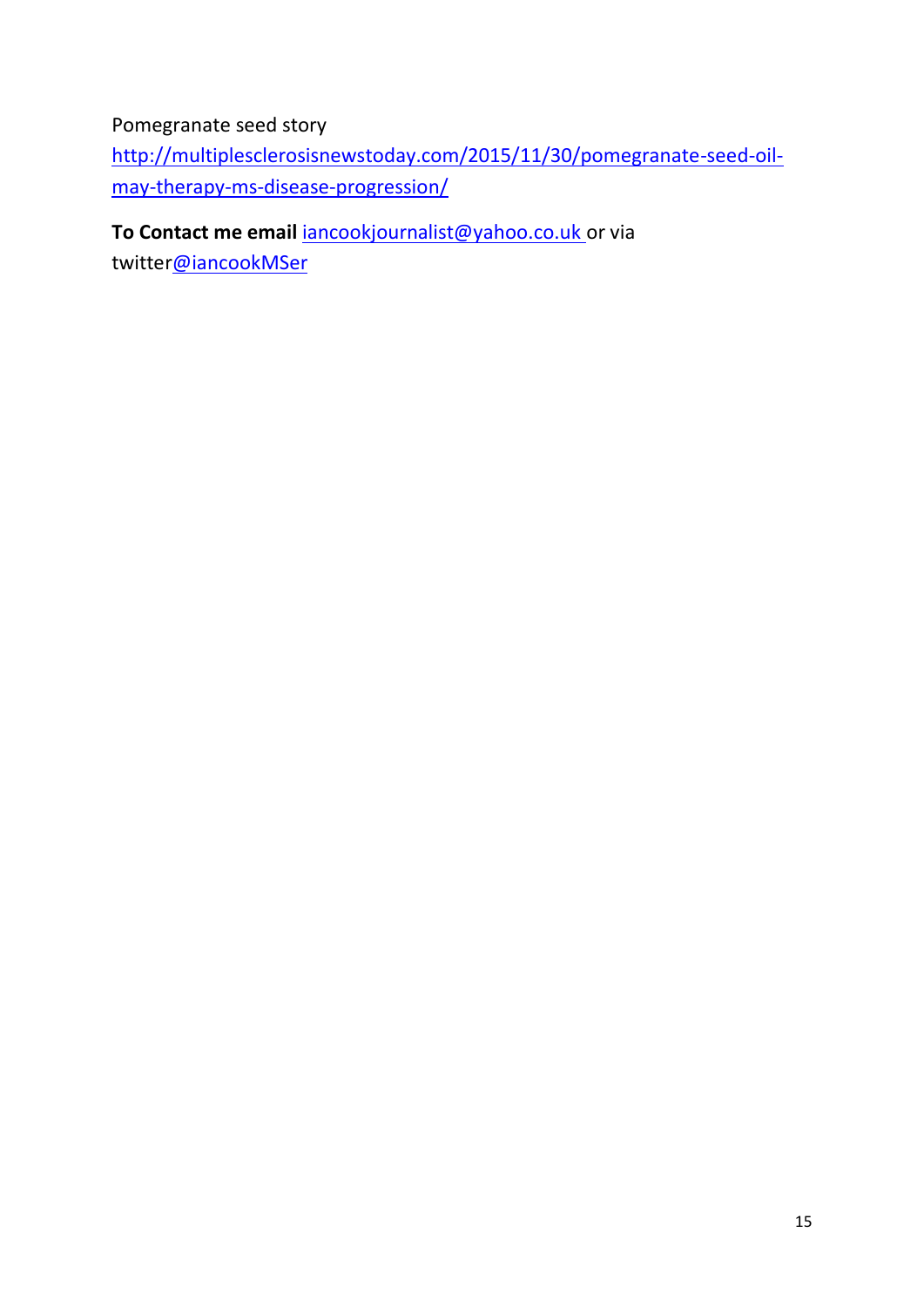Pomegranate seed story
http://multiplesclerosisnewstoday.com/2015/11/30/pomegranate-seed-oil-may-therapy-ms-disease-progression/

**To Contact me email** iancookjournalist@yahoo.co.uk or via twitter@iancookMSer